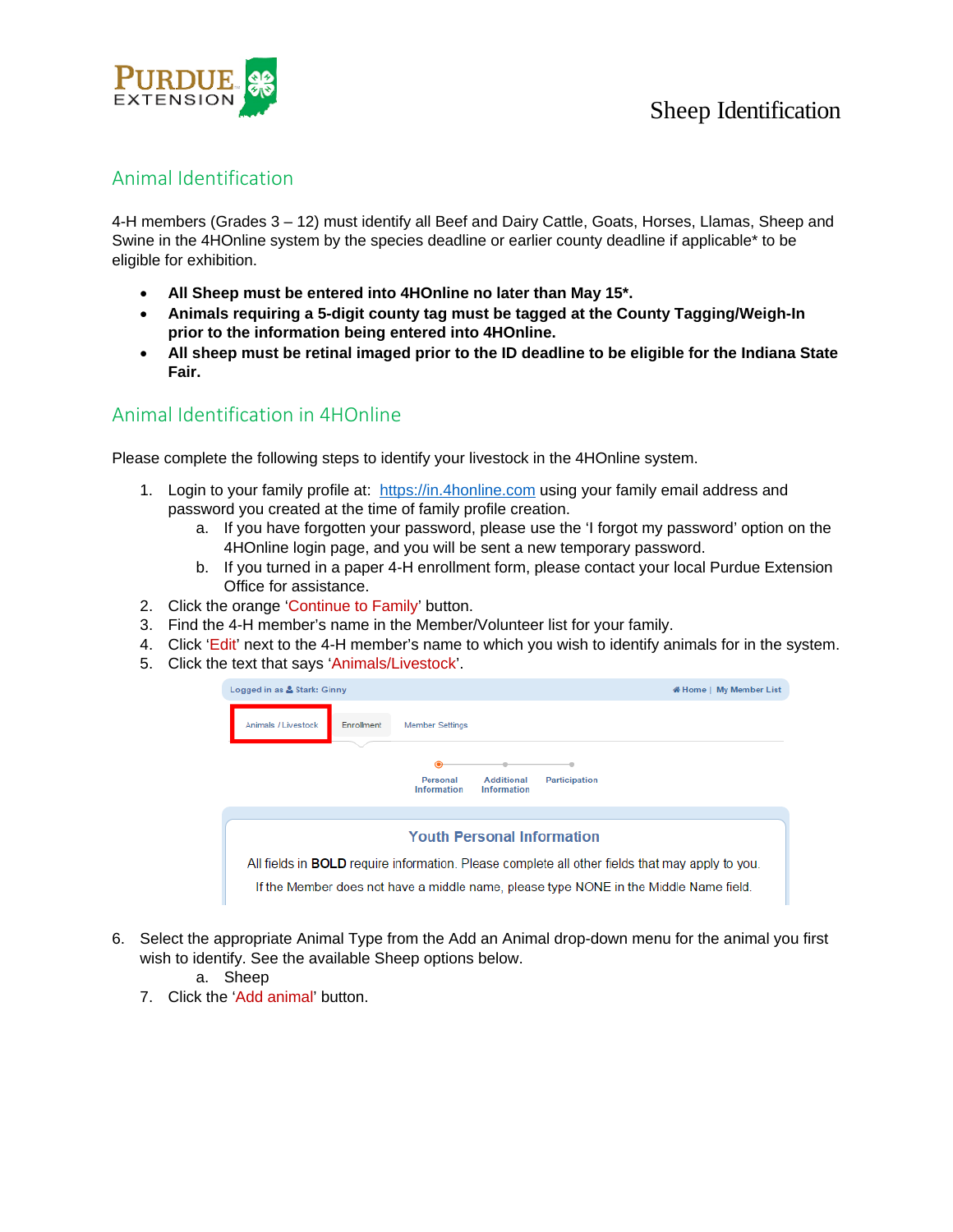# Sheep Identification

## Animal Identification

4-H members (Grades 3 – 12) must identify all Beef and Dairy Cattle, Goats, Horses, Llamas, Sheep and Swine in the 4HOnline system by the species deadline or earlier county deadline if applicable* to be eligible for exhibition.

- **All Sheep must be entered into 4HOnline no later than May 15*.**
- **Animals requiring a 5-digit county tag must be tagged at the County Tagging/Weigh-In prior to the information being entered into 4HOnline.**
- **All sheep must be retinal imaged prior to the ID deadline to be eligible for the Indiana State Fair.**

## Animal Identification in 4HOnline

Please complete the following steps to identify your livestock in the 4HOnline system.

1. Login to your family profile at: https://in.4honline.com using your family email address and password you created at the time of family profile creation.
   a. If you have forgotten your password, please use the 'I forgot my password' option on the 4HOnline login page, and you will be sent a new temporary password.
   b. If you turned in a paper 4-H enrollment form, please contact your local Purdue Extension Office for assistance.
2. Click the orange 'Continue to Family' button.
3. Find the 4-H member's name in the Member/Volunteer list for your family.
4. Click 'Edit' next to the 4-H member's name to which you wish to identify animals for in the system.
5. Click the text that says 'Animals/Livestock'.

6. Select the appropriate Animal Type from the Add an Animal drop-down menu for the animal you first wish to identify. See the available Sheep options below.
   a. Sheep
7. Click the 'Add animal' button.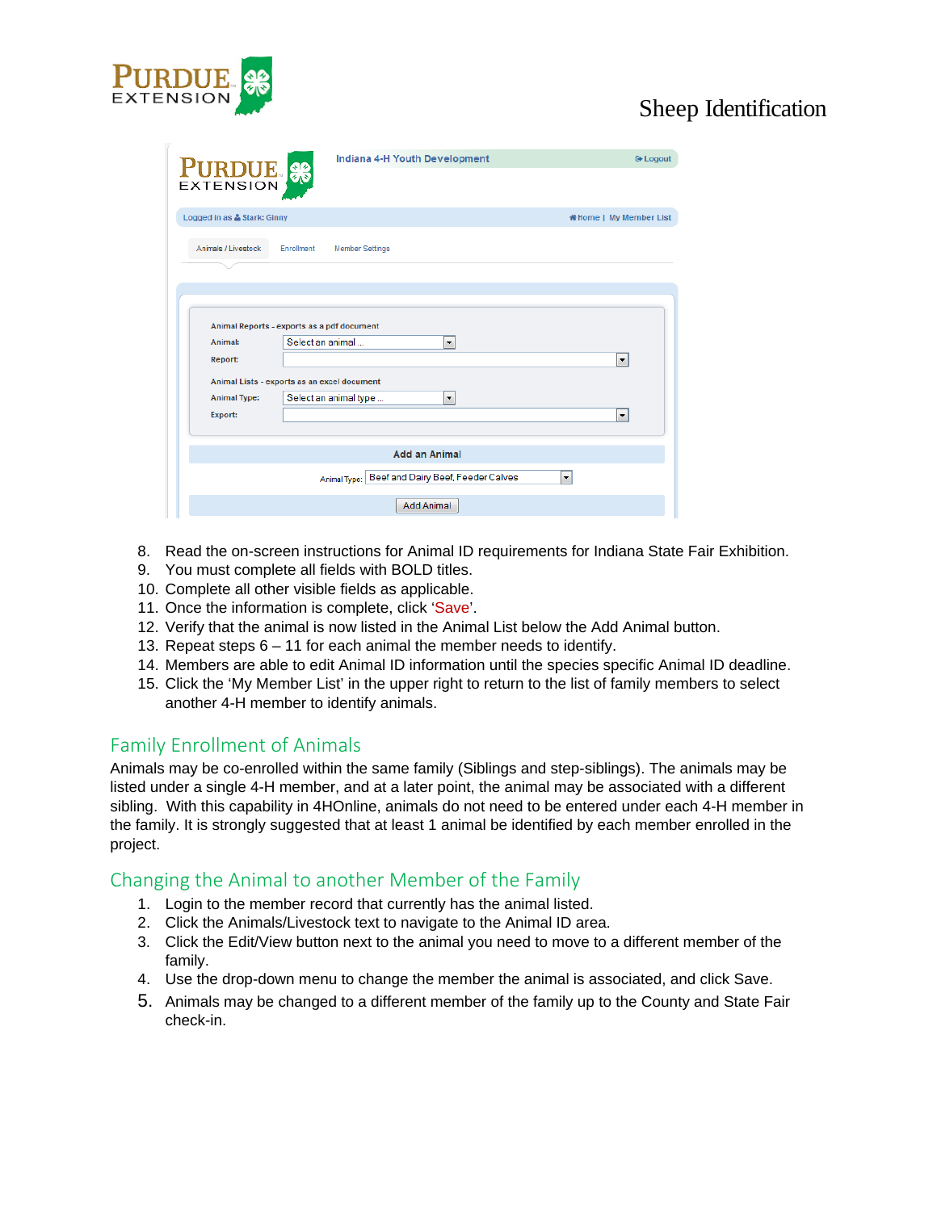8. Read the on-screen instructions for Animal ID requirements for Indiana State Fair Exhibition.
9. You must complete all fields with BOLD titles.
10. Complete all other visible fields as applicable.
11. Once the information is complete, click 'Save'.
12. Verify that the animal is now listed in the Animal List below the Add Animal button.
13. Repeat steps 6 – 11 for each animal the member needs to identify.
14. Members are able to edit Animal ID information until the species specific Animal ID deadline.
15. Click the 'My Member List' in the upper right to return to the list of family members to select another 4-H member to identify animals.

## Family Enrollment of Animals

Animals may be co-enrolled within the same family (Siblings and step-siblings). The animals may be listed under a single 4-H member, and at a later point, the animal may be associated with a different sibling. With this capability in 4HOnline, animals do not need to be entered under each 4-H member in the family. It is strongly suggested that at least 1 animal be identified by each member enrolled in the project.

## Changing the Animal to another Member of the Family

1. Login to the member record that currently has the animal listed.
2. Click the Animals/Livestock text to navigate to the Animal ID area.
3. Click the Edit/View button next to the animal you need to move to a different member of the family.
4. Use the drop-down menu to change the member the animal is associated, and click Save.
5. Animals may be changed to a different member of the family up to the County and State Fair check-in.